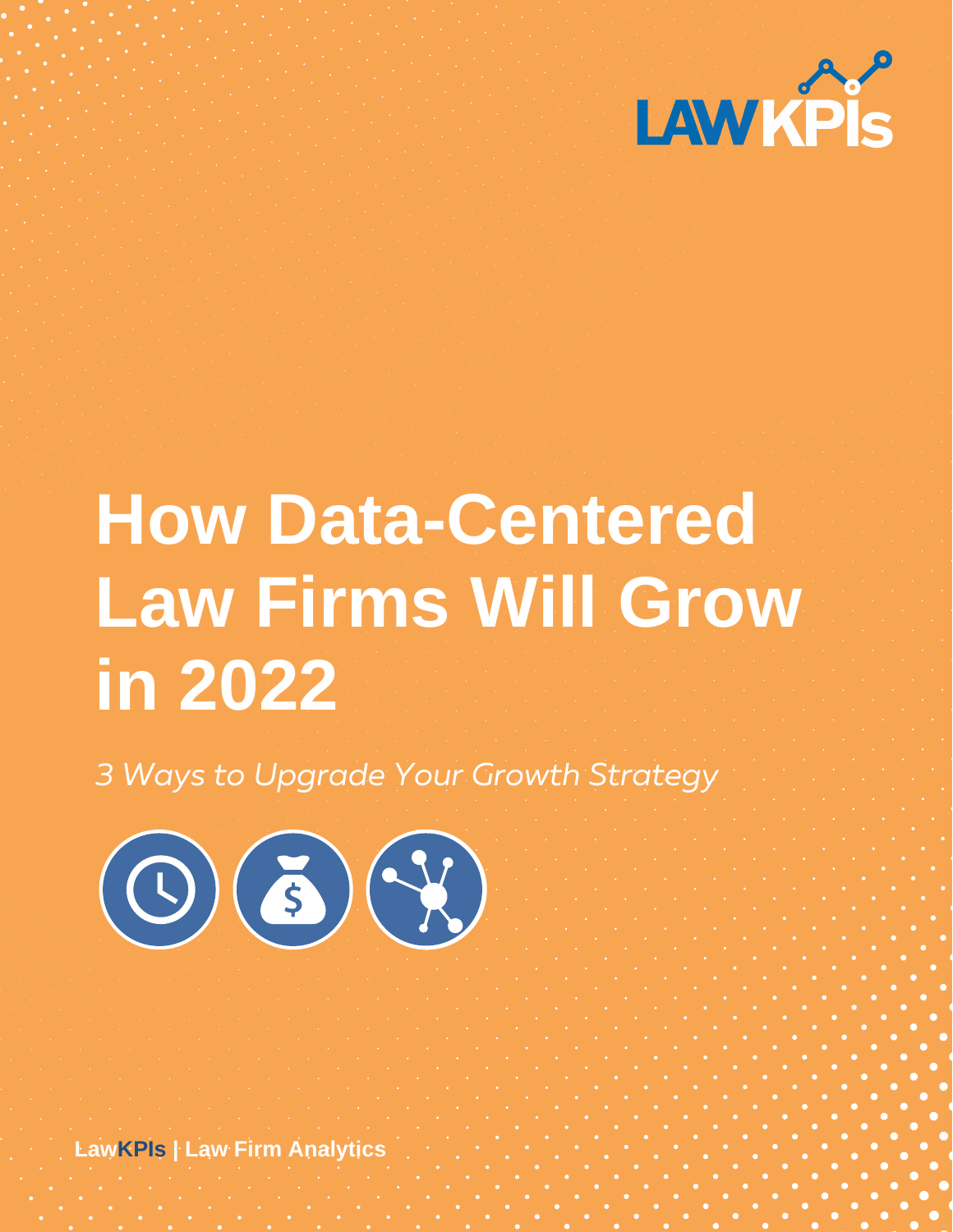LAWKPIs

# How Data-Centered Law Firms Will Grow in 2022

*3 Ways to Upgrade Your Growth Strategy*

**LawKPIs | Law Firm Analytics**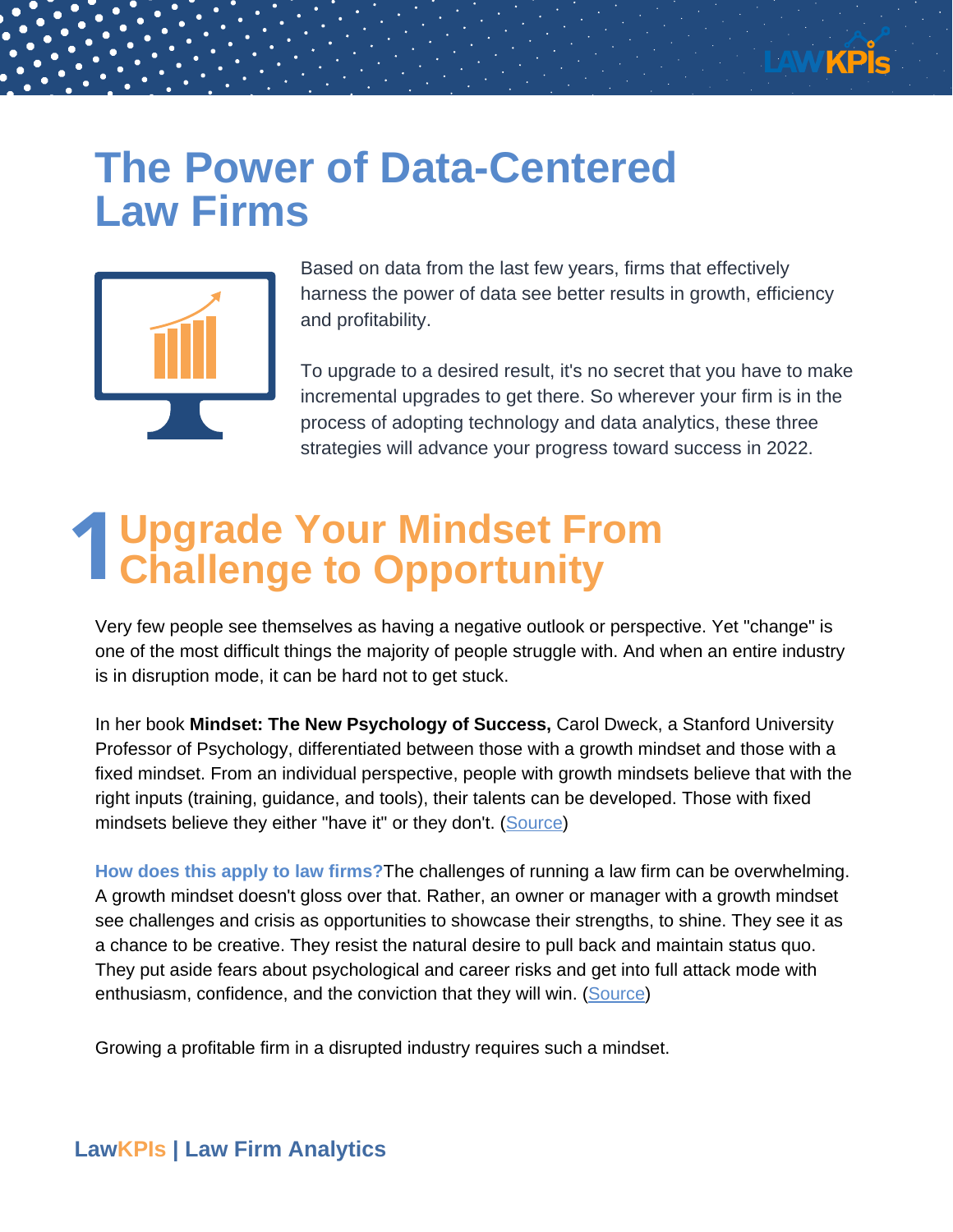# The Power of Data-Centered Law Firms

Based on data from the last few years, firms that effectively harness the power of data see better results in growth, efficiency and profitability.

To upgrade to a desired result, it's no secret that you have to make incremental upgrades to get there. So wherever your firm is in the process of adopting technology and data analytics, these three strategies will advance your progress toward success in 2022.

## 1 Upgrade Your Mindset From Challenge to Opportunity

Very few people see themselves as having a negative outlook or perspective. Yet "change" is one of the most difficult things the majority of people struggle with. And when an entire industry is in disruption mode, it can be hard not to get stuck.

In her book **Mindset: The New Psychology of Success,** Carol Dweck, a Stanford University Professor of Psychology, differentiated between those with a growth mindset and those with a fixed mindset. From an individual perspective, people with growth mindsets believe that with the right inputs (training, guidance, and tools), their talents can be developed. Those with fixed mindsets believe they either "have it" or they don't. (Source)

**How does this apply to law firms?** The challenges of running a law firm can be overwhelming. A growth mindset doesn't gloss over that. Rather, an owner or manager with a growth mindset see challenges and crisis as opportunities to showcase their strengths, to shine. They see it as a chance to be creative. They resist the natural desire to pull back and maintain status quo. They put aside fears about psychological and career risks and get into full attack mode with enthusiasm, confidence, and the conviction that they will win. (Source)

Growing a profitable firm in a disrupted industry requires such a mindset.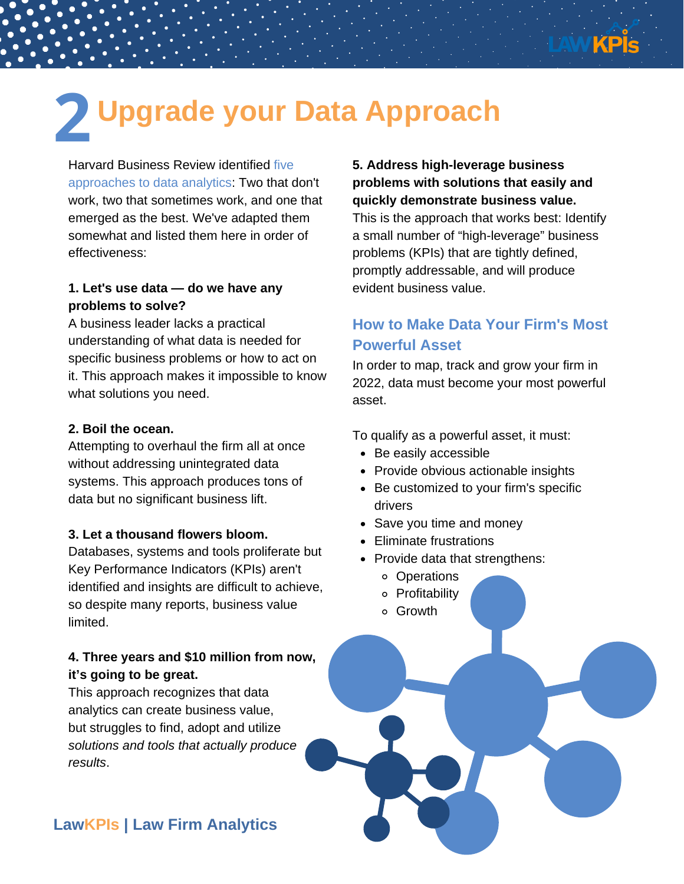# 2 Upgrade your Data Approach

Harvard Business Review identified five approaches to data analytics: Two that don't work, two that sometimes work, and one that emerged as the best. We've adapted them somewhat and listed them here in order of effectiveness:

**1. Let's use data — do we have any problems to solve?**
A business leader lacks a practical understanding of what data is needed for specific business problems or how to act on it. This approach makes it impossible to know what solutions you need.

**2. Boil the ocean.**
Attempting to overhaul the firm all at once without addressing unintegrated data systems. This approach produces tons of data but no significant business lift.

**3. Let a thousand flowers bloom.**
Databases, systems and tools proliferate but Key Performance Indicators (KPIs) aren't identified and insights are difficult to achieve, so despite many reports, business value limited.

**4. Three years and $10 million from now, it's going to be great.**
This approach recognizes that data analytics can create business value, but struggles to find, adopt and utilize *solutions and tools that actually produce results*.

**5. Address high-leverage business problems with solutions that easily and quickly demonstrate business value.**
This is the approach that works best: Identify a small number of "high-leverage" business problems (KPIs) that are tightly defined, promptly addressable, and will produce evident business value.

## How to Make Data Your Firm's Most Powerful Asset

In order to map, track and grow your firm in 2022, data must become your most powerful asset.

To qualify as a powerful asset, it must:

- Be easily accessible
- Provide obvious actionable insights
- Be customized to your firm's specific drivers
- Save you time and money
- Eliminate frustrations
- Provide data that strengthens:
  - Operations
  - Profitability
  - Growth

**LawKPIs | Law Firm Analytics**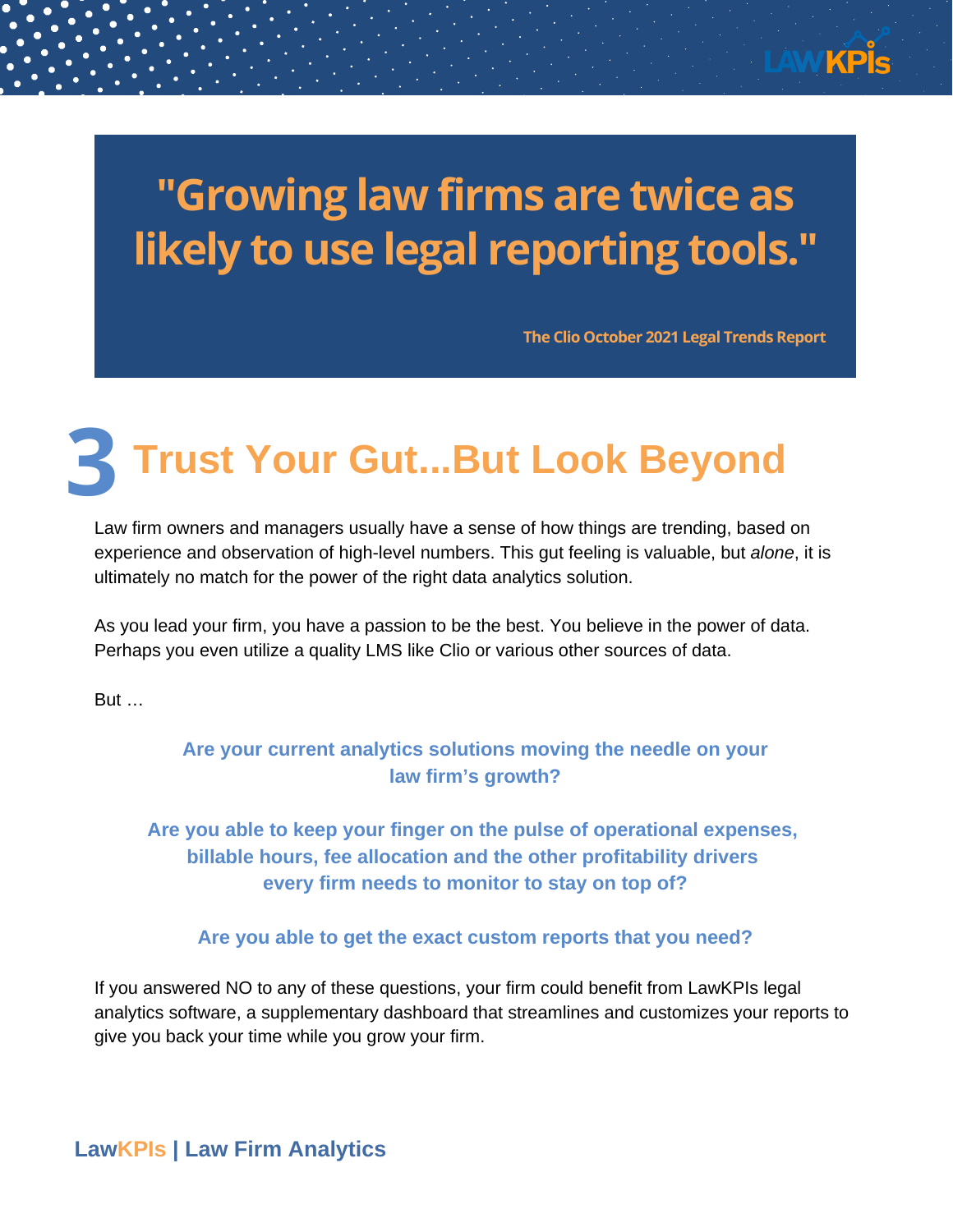> "Growing law firms are twice as likely to use legal reporting tools."
>
> The Clio October 2021 Legal Trends Report

# 3 Trust Your Gut...But Look Beyond

Law firm owners and managers usually have a sense of how things are trending, based on experience and observation of high-level numbers. This gut feeling is valuable, but *alone*, it is ultimately no match for the power of the right data analytics solution.

As you lead your firm, you have a passion to be the best. You believe in the power of data. Perhaps you even utilize a quality LMS like Clio or various other sources of data.

But …

**Are your current analytics solutions moving the needle on your law firm's growth?**

**Are you able to keep your finger on the pulse of operational expenses, billable hours, fee allocation and the other profitability drivers every firm needs to monitor to stay on top of?**

**Are you able to get the exact custom reports that you need?**

If you answered NO to any of these questions, your firm could benefit from LawKPIs legal analytics software, a supplementary dashboard that streamlines and customizes your reports to give you back your time while you grow your firm.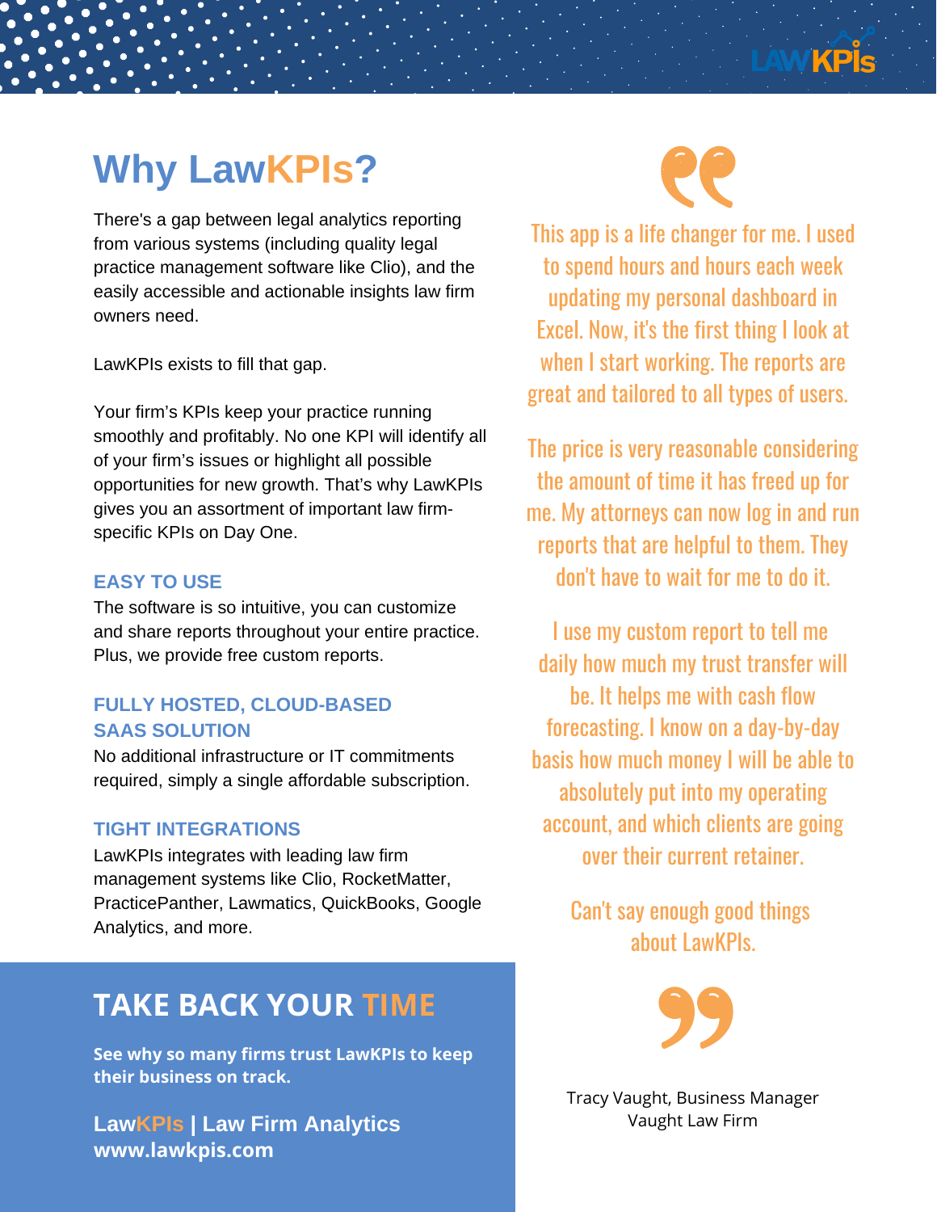# Why LawKPIs?

There's a gap between legal analytics reporting from various systems (including quality legal practice management software like Clio), and the easily accessible and actionable insights law firm owners need.

LawKPIs exists to fill that gap.

Your firm's KPIs keep your practice running smoothly and profitably. No one KPI will identify all of your firm's issues or highlight all possible opportunities for new growth. That's why LawKPIs gives you an assortment of important law firm-specific KPIs on Day One.

### EASY TO USE

The software is so intuitive, you can customize and share reports throughout your entire practice. Plus, we provide free custom reports.

### FULLY HOSTED, CLOUD-BASED SAAS SOLUTION

No additional infrastructure or IT commitments required, simply a single affordable subscription.

### TIGHT INTEGRATIONS

LawKPIs integrates with leading law firm management systems like Clio, RocketMatter, PracticePanther, Lawmatics, QuickBooks, Google Analytics, and more.

## TAKE BACK YOUR TIME

**See why so many firms trust LawKPIs to keep their business on track.**

**LawKPIs | Law Firm Analytics**
**www.lawkpis.com**

> This app is a life changer for me. I used to spend hours and hours each week updating my personal dashboard in Excel. Now, it's the first thing I look at when I start working. The reports are great and tailored to all types of users.
>
> The price is very reasonable considering the amount of time it has freed up for me. My attorneys can now log in and run reports that are helpful to them. They don't have to wait for me to do it.
>
> I use my custom report to tell me daily how much my trust transfer will be. It helps me with cash flow forecasting. I know on a day-by-day basis how much money I will be able to absolutely put into my operating account, and which clients are going over their current retainer.
>
> Can't say enough good things about LawKPIs.

Tracy Vaught, Business Manager
Vaught Law Firm